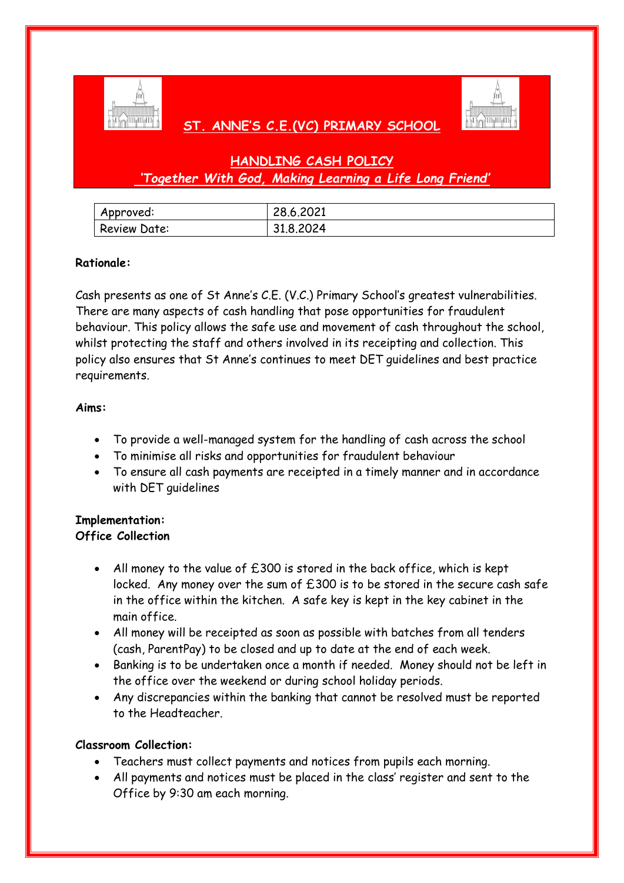# ST. ANNE'S C.E.(VC) PRIMARY SCHOOL

## HANDLING CASH POLICY

*'Together With God, Making Learning a Life Long Friend'*

| Approved: | 28.6.2021 |
|---|---|
| Review Date: | 31.8.2024 |

**Rationale:**

Cash presents as one of St Anne's C.E. (V.C.) Primary School's greatest vulnerabilities. There are many aspects of cash handling that pose opportunities for fraudulent behaviour. This policy allows the safe use and movement of cash throughout the school, whilst protecting the staff and others involved in its receipting and collection. This policy also ensures that St Anne's continues to meet DET guidelines and best practice requirements.

**Aims:**

- To provide a well-managed system for the handling of cash across the school
- To minimise all risks and opportunities for fraudulent behaviour
- To ensure all cash payments are receipted in a timely manner and in accordance with DET guidelines

**Implementation:**
**Office Collection**

- All money to the value of £300 is stored in the back office, which is kept locked. Any money over the sum of £300 is to be stored in the secure cash safe in the office within the kitchen. A safe key is kept in the key cabinet in the main office.
- All money will be receipted as soon as possible with batches from all tenders (cash, ParentPay) to be closed and up to date at the end of each week.
- Banking is to be undertaken once a month if needed. Money should not be left in the office over the weekend or during school holiday periods.
- Any discrepancies within the banking that cannot be resolved must be reported to the Headteacher.

**Classroom Collection:**

- Teachers must collect payments and notices from pupils each morning.
- All payments and notices must be placed in the class' register and sent to the Office by 9:30 am each morning.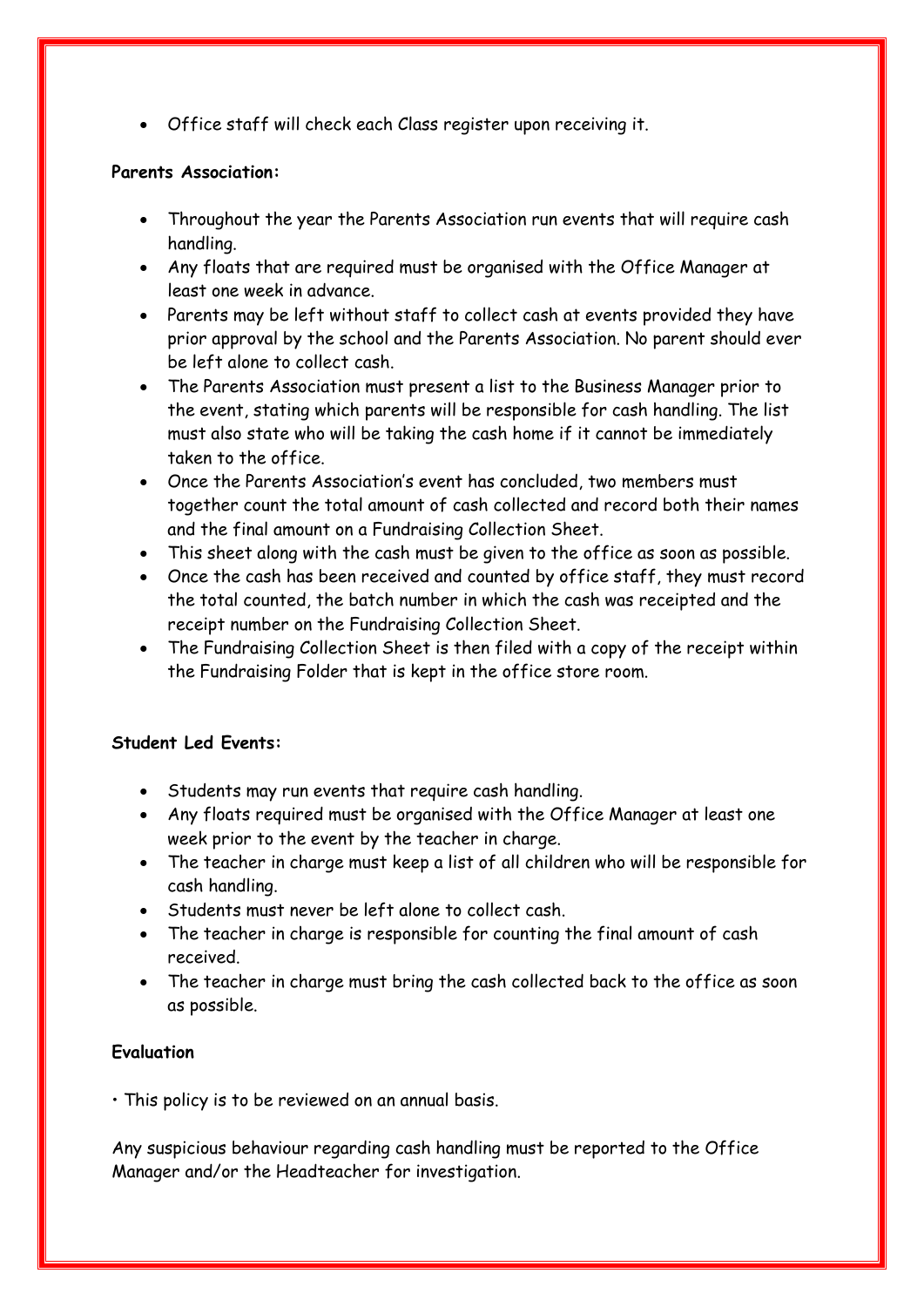- Office staff will check each Class register upon receiving it.

**Parents Association:**

- Throughout the year the Parents Association run events that will require cash handling.
- Any floats that are required must be organised with the Office Manager at least one week in advance.
- Parents may be left without staff to collect cash at events provided they have prior approval by the school and the Parents Association. No parent should ever be left alone to collect cash.
- The Parents Association must present a list to the Business Manager prior to the event, stating which parents will be responsible for cash handling. The list must also state who will be taking the cash home if it cannot be immediately taken to the office.
- Once the Parents Association's event has concluded, two members must together count the total amount of cash collected and record both their names and the final amount on a Fundraising Collection Sheet.
- This sheet along with the cash must be given to the office as soon as possible.
- Once the cash has been received and counted by office staff, they must record the total counted, the batch number in which the cash was receipted and the receipt number on the Fundraising Collection Sheet.
- The Fundraising Collection Sheet is then filed with a copy of the receipt within the Fundraising Folder that is kept in the office store room.

**Student Led Events:**

- Students may run events that require cash handling.
- Any floats required must be organised with the Office Manager at least one week prior to the event by the teacher in charge.
- The teacher in charge must keep a list of all children who will be responsible for cash handling.
- Students must never be left alone to collect cash.
- The teacher in charge is responsible for counting the final amount of cash received.
- The teacher in charge must bring the cash collected back to the office as soon as possible.

**Evaluation**

- This policy is to be reviewed on an annual basis.

Any suspicious behaviour regarding cash handling must be reported to the Office Manager and/or the Headteacher for investigation.